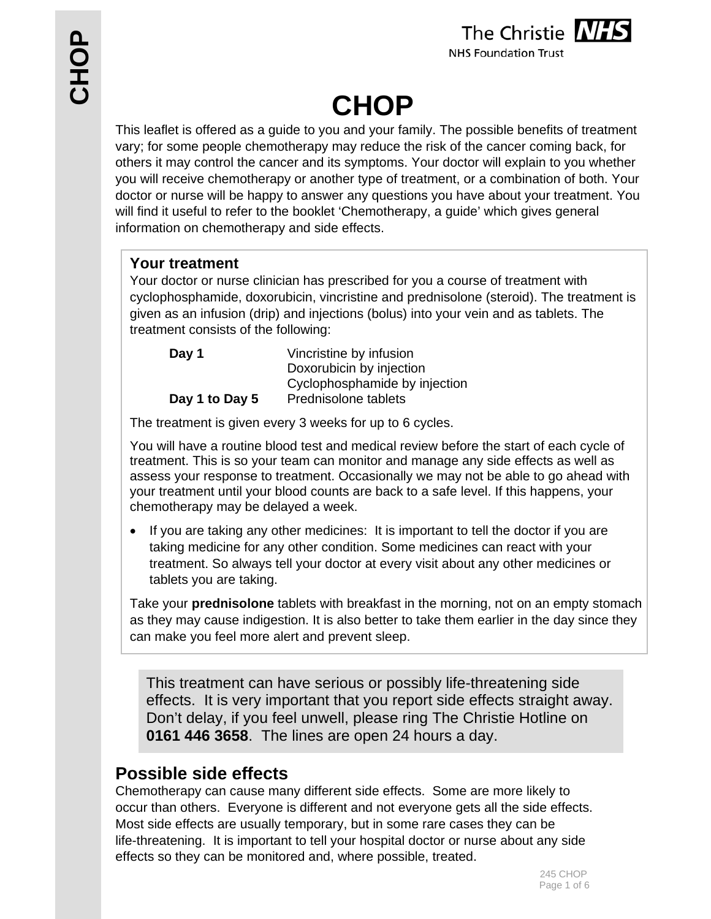# CHOP

This leaflet is offered as a guide to you and your family. The possible benefits of treatment vary; for some people chemotherapy may reduce the risk of the cancer coming back, for others it may control the cancer and its symptoms. Your doctor will explain to you whether you will receive chemotherapy or another type of treatment, or a combination of both. Your doctor or nurse will be happy to answer any questions you have about your treatment. You will find it useful to refer to the booklet 'Chemotherapy, a guide' which gives general information on chemotherapy and side effects.

## Your treatment

Your doctor or nurse clinician has prescribed for you a course of treatment with cyclophosphamide, doxorubicin, vincristine and prednisolone (steroid). The treatment is given as an infusion (drip) and injections (bolus) into your vein and as tablets. The treatment consists of the following:

| | |
|---|---|
| **Day 1** | Vincristine by infusion<br>Doxorubicin by injection<br>Cyclophosphamide by injection |
| **Day 1 to Day 5** | Prednisolone tablets |

The treatment is given every 3 weeks for up to 6 cycles.

You will have a routine blood test and medical review before the start of each cycle of treatment. This is so your team can monitor and manage any side effects as well as assess your response to treatment. Occasionally we may not be able to go ahead with your treatment until your blood counts are back to a safe level. If this happens, your chemotherapy may be delayed a week.

- If you are taking any other medicines: It is important to tell the doctor if you are taking medicine for any other condition. Some medicines can react with your treatment. So always tell your doctor at every visit about any other medicines or tablets you are taking.

Take your **prednisolone** tablets with breakfast in the morning, not on an empty stomach as they may cause indigestion. It is also better to take them earlier in the day since they can make you feel more alert and prevent sleep.

This treatment can have serious or possibly life-threatening side effects. It is very important that you report side effects straight away. Don't delay, if you feel unwell, please ring The Christie Hotline on **0161 446 3658**. The lines are open 24 hours a day.

## Possible side effects

Chemotherapy can cause many different side effects. Some are more likely to occur than others. Everyone is different and not everyone gets all the side effects. Most side effects are usually temporary, but in some rare cases they can be life-threatening. It is important to tell your hospital doctor or nurse about any side effects so they can be monitored and, where possible, treated.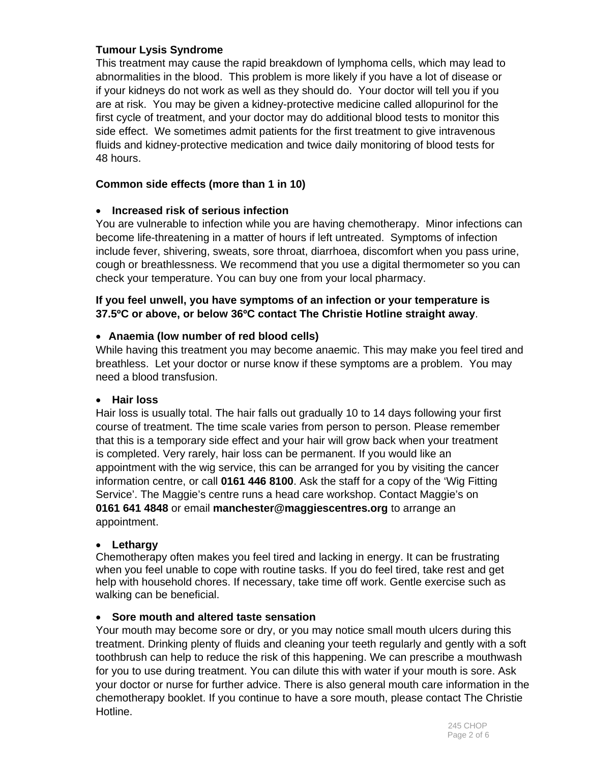**Tumour Lysis Syndrome**

This treatment may cause the rapid breakdown of lymphoma cells, which may lead to abnormalities in the blood. This problem is more likely if you have a lot of disease or if your kidneys do not work as well as they should do. Your doctor will tell you if you are at risk. You may be given a kidney-protective medicine called allopurinol for the first cycle of treatment, and your doctor may do additional blood tests to monitor this side effect. We sometimes admit patients for the first treatment to give intravenous fluids and kidney-protective medication and twice daily monitoring of blood tests for 48 hours.

**Common side effects (more than 1 in 10)**

- **Increased risk of serious infection**

You are vulnerable to infection while you are having chemotherapy. Minor infections can become life-threatening in a matter of hours if left untreated. Symptoms of infection include fever, shivering, sweats, sore throat, diarrhoea, discomfort when you pass urine, cough or breathlessness. We recommend that you use a digital thermometer so you can check your temperature. You can buy one from your local pharmacy.

**If you feel unwell, you have symptoms of an infection or your temperature is 37.5ºC or above, or below 36ºC contact The Christie Hotline straight away**.

- **Anaemia (low number of red blood cells)**

While having this treatment you may become anaemic. This may make you feel tired and breathless. Let your doctor or nurse know if these symptoms are a problem. You may need a blood transfusion.

- **Hair loss**

Hair loss is usually total. The hair falls out gradually 10 to 14 days following your first course of treatment. The time scale varies from person to person. Please remember that this is a temporary side effect and your hair will grow back when your treatment is completed. Very rarely, hair loss can be permanent. If you would like an appointment with the wig service, this can be arranged for you by visiting the cancer information centre, or call **0161 446 8100**. Ask the staff for a copy of the 'Wig Fitting Service'. The Maggie's centre runs a head care workshop. Contact Maggie's on **0161 641 4848** or email **manchester@maggiescentres.org** to arrange an appointment.

- **Lethargy**

Chemotherapy often makes you feel tired and lacking in energy. It can be frustrating when you feel unable to cope with routine tasks. If you do feel tired, take rest and get help with household chores. If necessary, take time off work. Gentle exercise such as walking can be beneficial.

- **Sore mouth and altered taste sensation**

Your mouth may become sore or dry, or you may notice small mouth ulcers during this treatment. Drinking plenty of fluids and cleaning your teeth regularly and gently with a soft toothbrush can help to reduce the risk of this happening. We can prescribe a mouthwash for you to use during treatment. You can dilute this with water if your mouth is sore. Ask your doctor or nurse for further advice. There is also general mouth care information in the chemotherapy booklet. If you continue to have a sore mouth, please contact The Christie Hotline.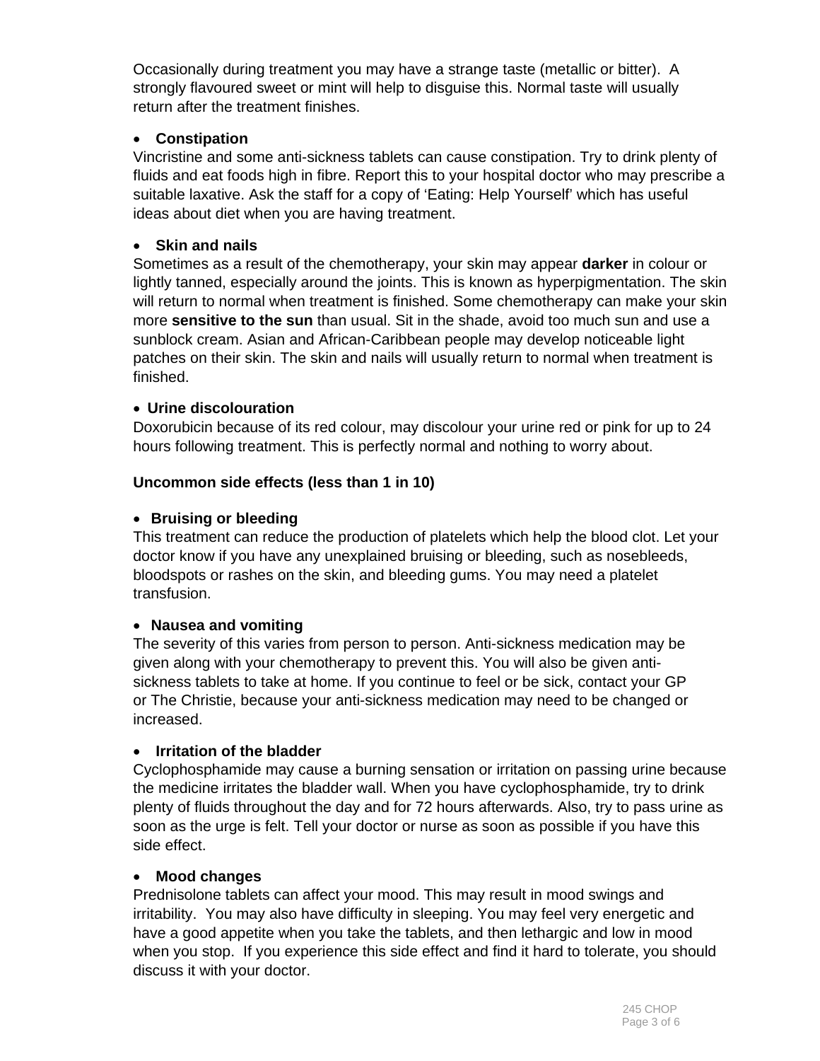Occasionally during treatment you may have a strange taste (metallic or bitter). A strongly flavoured sweet or mint will help to disguise this. Normal taste will usually return after the treatment finishes.

- **Constipation**

Vincristine and some anti-sickness tablets can cause constipation. Try to drink plenty of fluids and eat foods high in fibre. Report this to your hospital doctor who may prescribe a suitable laxative. Ask the staff for a copy of 'Eating: Help Yourself' which has useful ideas about diet when you are having treatment.

- **Skin and nails**

Sometimes as a result of the chemotherapy, your skin may appear **darker** in colour or lightly tanned, especially around the joints. This is known as hyperpigmentation. The skin will return to normal when treatment is finished. Some chemotherapy can make your skin more **sensitive to the sun** than usual. Sit in the shade, avoid too much sun and use a sunblock cream. Asian and African-Caribbean people may develop noticeable light patches on their skin. The skin and nails will usually return to normal when treatment is finished.

- **Urine discolouration**

Doxorubicin because of its red colour, may discolour your urine red or pink for up to 24 hours following treatment. This is perfectly normal and nothing to worry about.

**Uncommon side effects (less than 1 in 10)**

- **Bruising or bleeding**

This treatment can reduce the production of platelets which help the blood clot. Let your doctor know if you have any unexplained bruising or bleeding, such as nosebleeds, bloodspots or rashes on the skin, and bleeding gums. You may need a platelet transfusion.

- **Nausea and vomiting**

The severity of this varies from person to person. Anti-sickness medication may be given along with your chemotherapy to prevent this. You will also be given anti-sickness tablets to take at home. If you continue to feel or be sick, contact your GP or The Christie, because your anti-sickness medication may need to be changed or increased.

- **Irritation of the bladder**

Cyclophosphamide may cause a burning sensation or irritation on passing urine because the medicine irritates the bladder wall. When you have cyclophosphamide, try to drink plenty of fluids throughout the day and for 72 hours afterwards. Also, try to pass urine as soon as the urge is felt. Tell your doctor or nurse as soon as possible if you have this side effect.

- **Mood changes**

Prednisolone tablets can affect your mood. This may result in mood swings and irritability. You may also have difficulty in sleeping. You may feel very energetic and have a good appetite when you take the tablets, and then lethargic and low in mood when you stop. If you experience this side effect and find it hard to tolerate, you should discuss it with your doctor.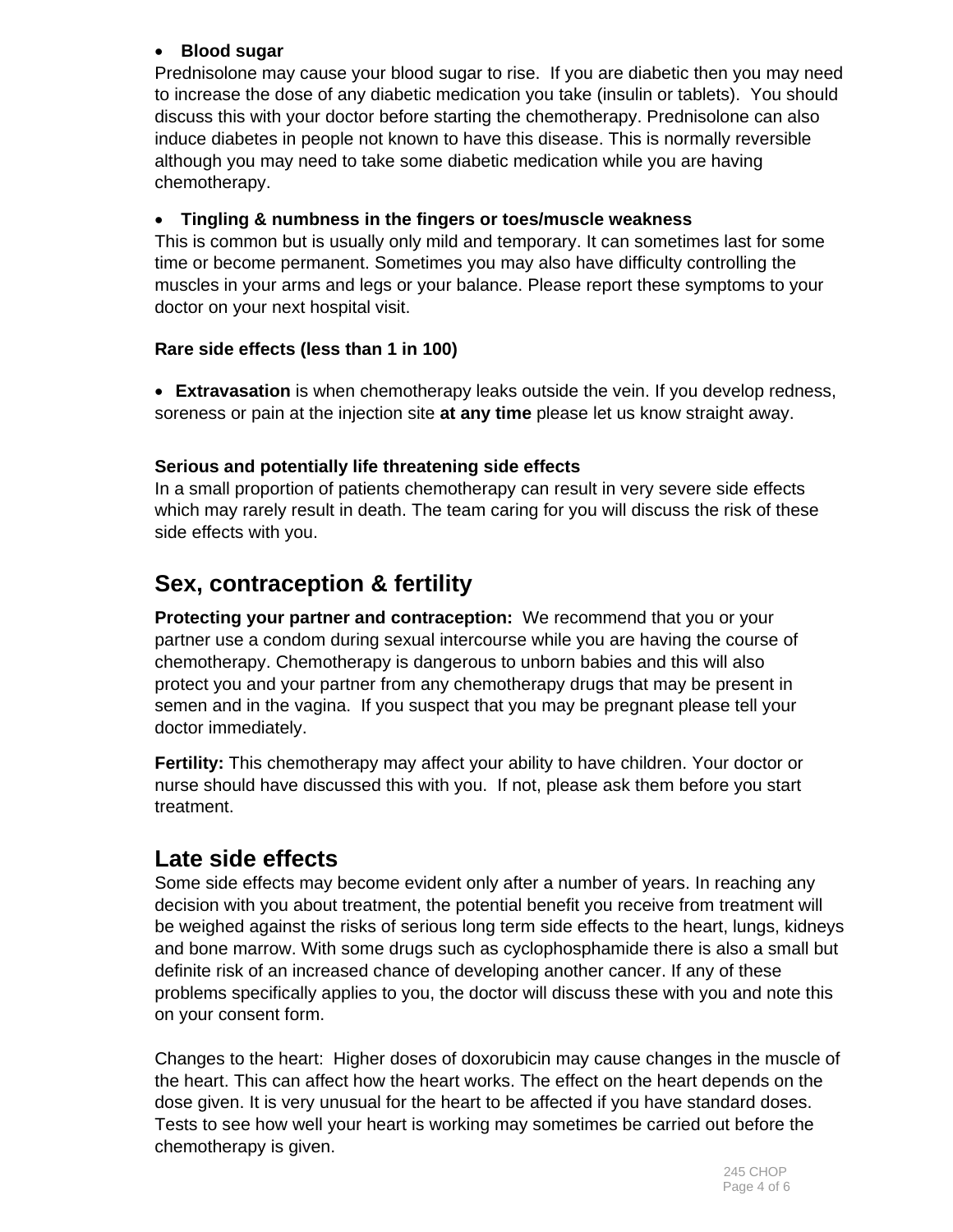- **Blood sugar**

Prednisolone may cause your blood sugar to rise. If you are diabetic then you may need to increase the dose of any diabetic medication you take (insulin or tablets). You should discuss this with your doctor before starting the chemotherapy. Prednisolone can also induce diabetes in people not known to have this disease. This is normally reversible although you may need to take some diabetic medication while you are having chemotherapy.

- **Tingling & numbness in the fingers or toes/muscle weakness**

This is common but is usually only mild and temporary. It can sometimes last for some time or become permanent. Sometimes you may also have difficulty controlling the muscles in your arms and legs or your balance. Please report these symptoms to your doctor on your next hospital visit.

**Rare side effects (less than 1 in 100)**

- **Extravasation** is when chemotherapy leaks outside the vein. If you develop redness, soreness or pain at the injection site **at any time** please let us know straight away.

**Serious and potentially life threatening side effects**

In a small proportion of patients chemotherapy can result in very severe side effects which may rarely result in death. The team caring for you will discuss the risk of these side effects with you.

## Sex, contraception & fertility

**Protecting your partner and contraception:** We recommend that you or your partner use a condom during sexual intercourse while you are having the course of chemotherapy. Chemotherapy is dangerous to unborn babies and this will also protect you and your partner from any chemotherapy drugs that may be present in semen and in the vagina. If you suspect that you may be pregnant please tell your doctor immediately.

**Fertility:** This chemotherapy may affect your ability to have children. Your doctor or nurse should have discussed this with you. If not, please ask them before you start treatment.

## Late side effects

Some side effects may become evident only after a number of years. In reaching any decision with you about treatment, the potential benefit you receive from treatment will be weighed against the risks of serious long term side effects to the heart, lungs, kidneys and bone marrow. With some drugs such as cyclophosphamide there is also a small but definite risk of an increased chance of developing another cancer. If any of these problems specifically applies to you, the doctor will discuss these with you and note this on your consent form.

Changes to the heart: Higher doses of doxorubicin may cause changes in the muscle of the heart. This can affect how the heart works. The effect on the heart depends on the dose given. It is very unusual for the heart to be affected if you have standard doses. Tests to see how well your heart is working may sometimes be carried out before the chemotherapy is given.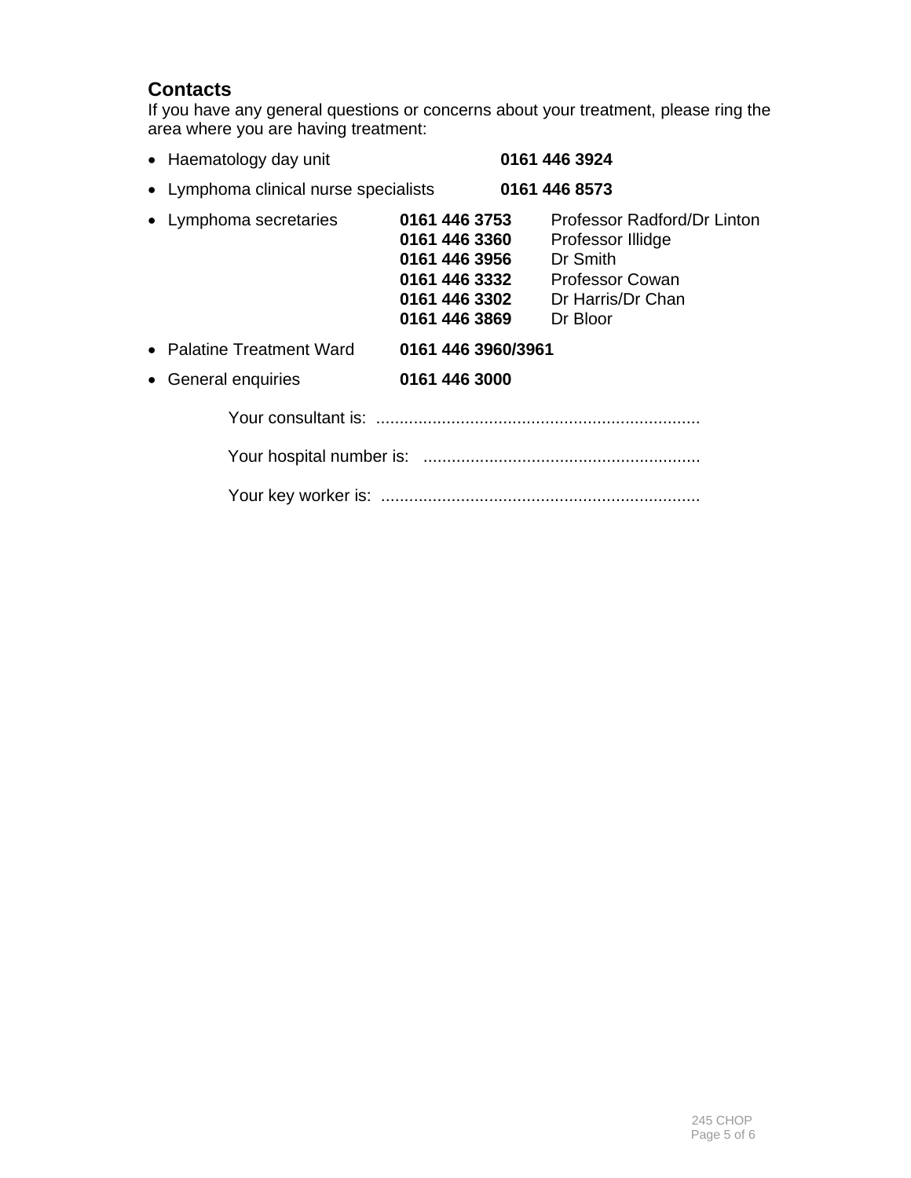## Contacts

If you have any general questions or concerns about your treatment, please ring the area where you are having treatment:

- Haematology day unit **0161 446 3924**
- Lymphoma clinical nurse specialists **0161 446 8573**
- Lymphoma secretaries
  - **0161 446 3753** Professor Radford/Dr Linton
  - **0161 446 3360** Professor Illidge
  - **0161 446 3956** Dr Smith
  - **0161 446 3332** Professor Cowan
  - **0161 446 3302** Dr Harris/Dr Chan
  - **0161 446 3869** Dr Bloor
- Palatine Treatment Ward **0161 446 3960/3961**
- General enquiries **0161 446 3000**

Your consultant is: ....................................................................

Your hospital number is: ..........................................................

Your key worker is: ...................................................................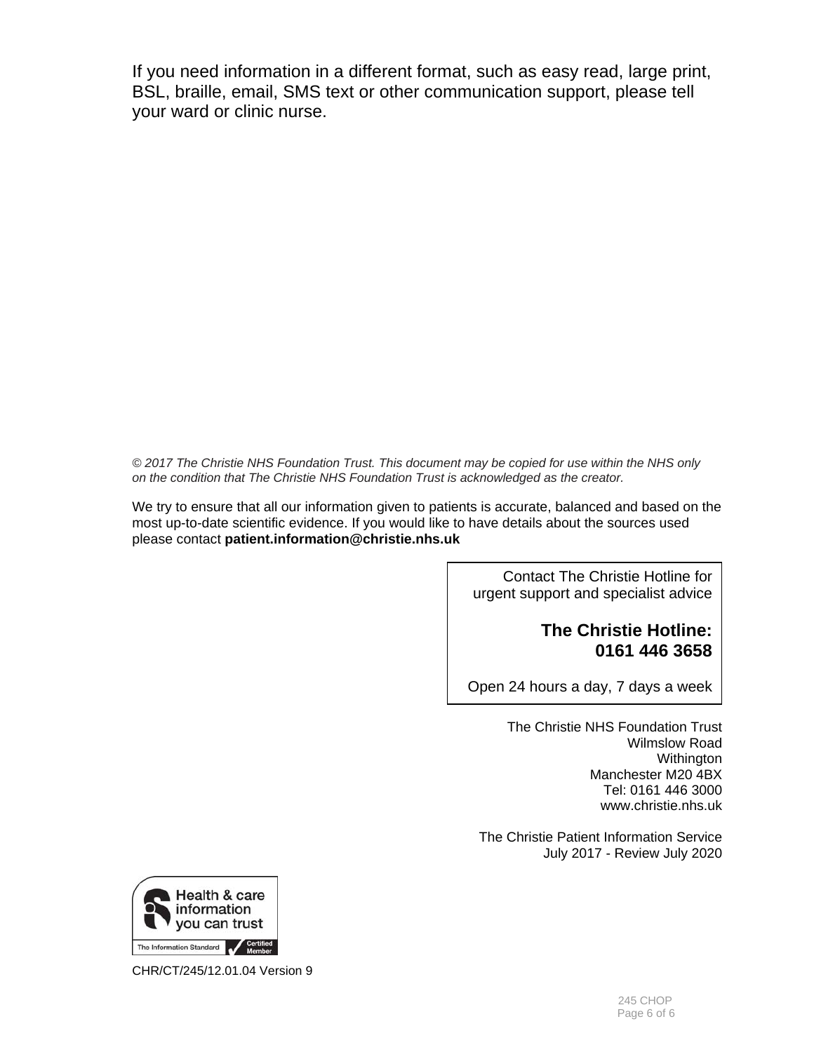If you need information in a different format, such as easy read, large print, BSL, braille, email, SMS text or other communication support, please tell your ward or clinic nurse.

*© 2017 The Christie NHS Foundation Trust. This document may be copied for use within the NHS only on the condition that The Christie NHS Foundation Trust is acknowledged as the creator.*

We try to ensure that all our information given to patients is accurate, balanced and based on the most up-to-date scientific evidence. If you would like to have details about the sources used please contact **patient.information@christie.nhs.uk**

Contact The Christie Hotline for urgent support and specialist advice

**The Christie Hotline: 0161 446 3658**

Open 24 hours a day, 7 days a week

The Christie NHS Foundation Trust
Wilmslow Road
Withington
Manchester M20 4BX
Tel: 0161 446 3000
www.christie.nhs.uk

The Christie Patient Information Service
July 2017 - Review July 2020

Health & care information you can trust
The Information Standard Certified Member

CHR/CT/245/12.01.04 Version 9

245 CHOP